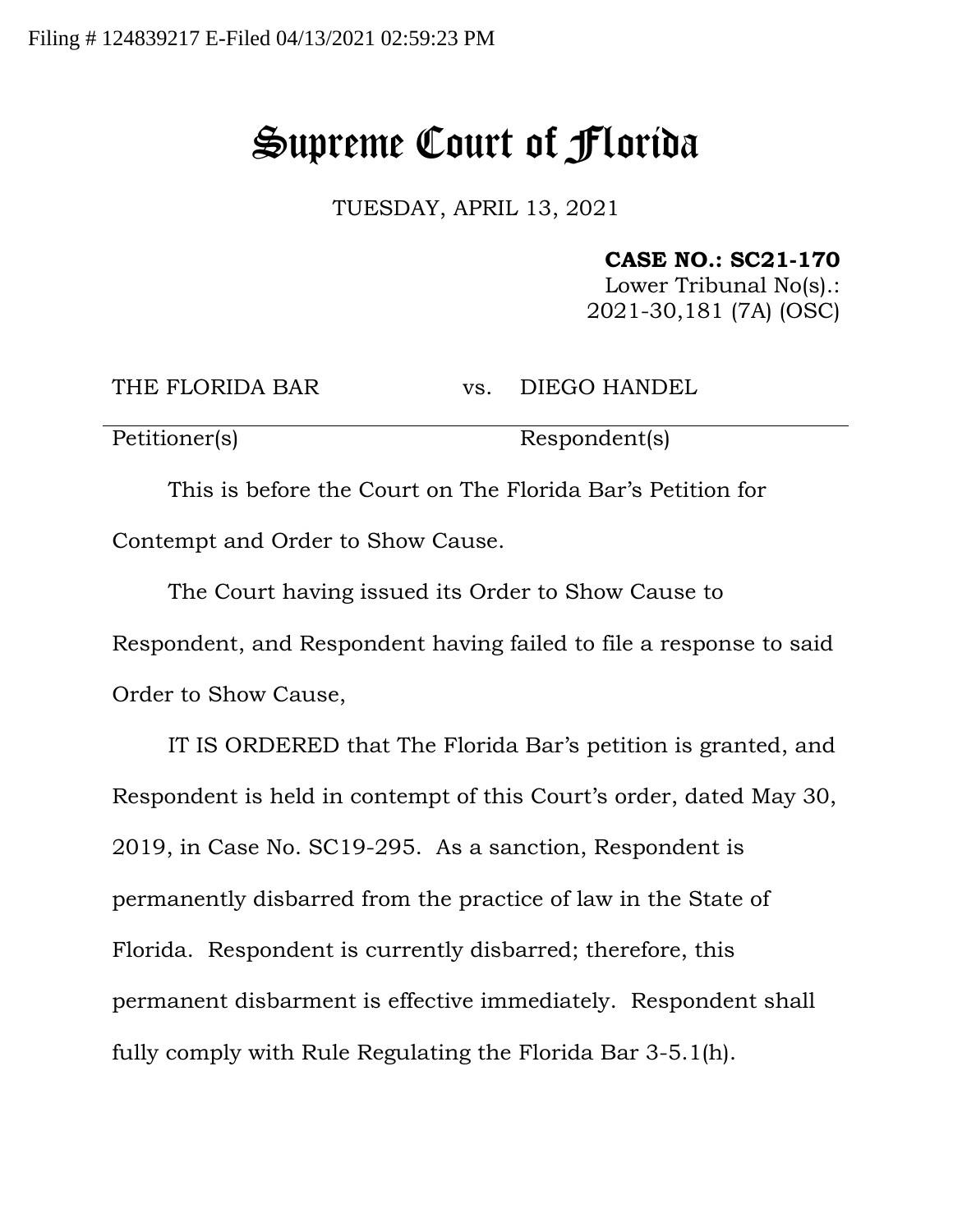Filing # 124839217 E-Filed 04/13/2021 02:59:23 PM

# Supreme Court of Florida

TUESDAY, APRIL 13, 2021

**CASE NO.: SC21-170**
Lower Tribunal No(s).:
2021-30,181 (7A) (OSC)

| THE FLORIDA BAR | vs. | DIEGO HANDEL |
|---|---|---|
| Petitioner(s) | | Respondent(s) |

This is before the Court on The Florida Bar's Petition for Contempt and Order to Show Cause.

The Court having issued its Order to Show Cause to Respondent, and Respondent having failed to file a response to said Order to Show Cause,

IT IS ORDERED that The Florida Bar's petition is granted, and Respondent is held in contempt of this Court's order, dated May 30, 2019, in Case No. SC19-295. As a sanction, Respondent is permanently disbarred from the practice of law in the State of Florida. Respondent is currently disbarred; therefore, this permanent disbarment is effective immediately. Respondent shall fully comply with Rule Regulating the Florida Bar 3-5.1(h).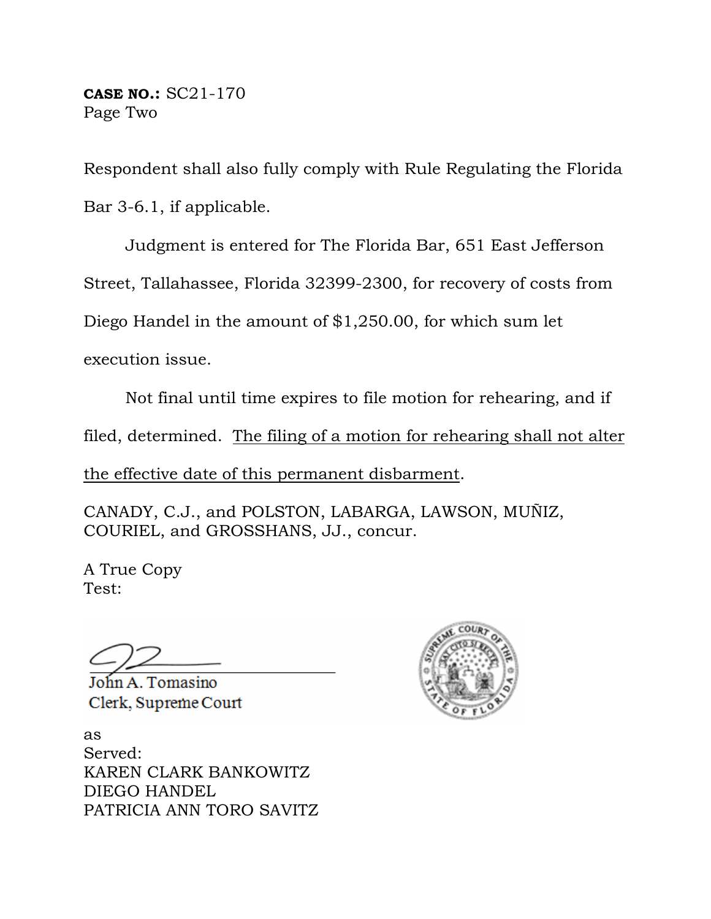**CASE NO.:** SC21-170
Page Two

Respondent shall also fully comply with Rule Regulating the Florida Bar 3-6.1, if applicable.

Judgment is entered for The Florida Bar, 651 East Jefferson Street, Tallahassee, Florida 32399-2300, for recovery of costs from Diego Handel in the amount of $1,250.00, for which sum let execution issue.

Not final until time expires to file motion for rehearing, and if filed, determined. <u>The filing of a motion for rehearing shall not alter the effective date of this permanent disbarment</u>.

CANADY, C.J., and POLSTON, LABARGA, LAWSON, MUÑIZ, COURIEL, and GROSSHANS, JJ., concur.

A True Copy
Test:

John A. Tomasino
Clerk, Supreme Court

as
Served:
KAREN CLARK BANKOWITZ
DIEGO HANDEL
PATRICIA ANN TORO SAVITZ